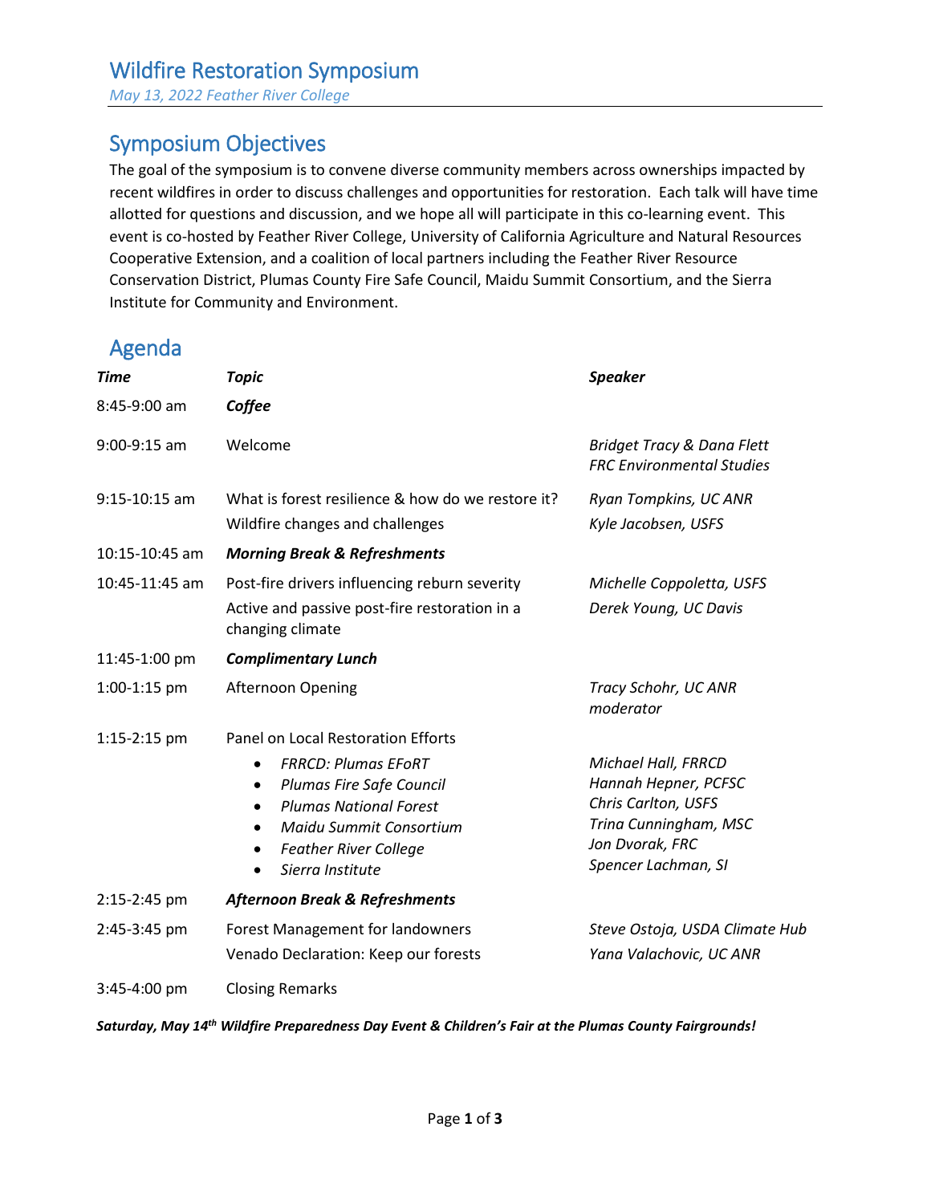# Wildfire Restoration Symposium

*May 13, 2022 Feather River College*

## Symposium Objectives

The goal of the symposium is to convene diverse community members across ownerships impacted by recent wildfires in order to discuss challenges and opportunities for restoration. Each talk will have time allotted for questions and discussion, and we hope all will participate in this co-learning event. This event is co-hosted by Feather River College, University of California Agriculture and Natural Resources Cooperative Extension, and a coalition of local partners including the Feather River Resource Conservation District, Plumas County Fire Safe Council, Maidu Summit Consortium, and the Sierra Institute for Community and Environment.

## Agenda

| ***Time*** | ***Topic*** | ***Speaker*** |
|---|---|---|
| 8:45-9:00 am | ***Coffee*** | |
| 9:00-9:15 am | Welcome | *Bridget Tracy & Dana Flett*<br>*FRC Environmental Studies* |
| 9:15-10:15 am | What is forest resilience & how do we restore it?<br>Wildfire changes and challenges | *Ryan Tompkins, UC ANR*<br>*Kyle Jacobsen, USFS* |
| 10:15-10:45 am | ***Morning Break & Refreshments*** | |
| 10:45-11:45 am | Post-fire drivers influencing reburn severity<br>Active and passive post-fire restoration in a changing climate | *Michelle Coppoletta, USFS*<br>*Derek Young, UC Davis* |
| 11:45-1:00 pm | ***Complimentary Lunch*** | |
| 1:00-1:15 pm | Afternoon Opening | *Tracy Schohr, UC ANR moderator* |
| 1:15-2:15 pm | Panel on Local Restoration Efforts<br>• *FRRCD: Plumas EFoRT*<br>• *Plumas Fire Safe Council*<br>• *Plumas National Forest*<br>• *Maidu Summit Consortium*<br>• *Feather River College*<br>• *Sierra Institute* | <br>*Michael Hall, FRRCD*<br>*Hannah Hepner, PCFSC*<br>*Chris Carlton, USFS*<br>*Trina Cunningham, MSC*<br>*Jon Dvorak, FRC*<br>*Spencer Lachman, SI* |
| 2:15-2:45 pm | ***Afternoon Break & Refreshments*** | |
| 2:45-3:45 pm | Forest Management for landowners<br>Venado Declaration: Keep our forests | *Steve Ostoja, USDA Climate Hub*<br>*Yana Valachovic, UC ANR* |
| 3:45-4:00 pm | Closing Remarks | |

***Saturday, May 14th Wildfire Preparedness Day Event & Children's Fair at the Plumas County Fairgrounds!***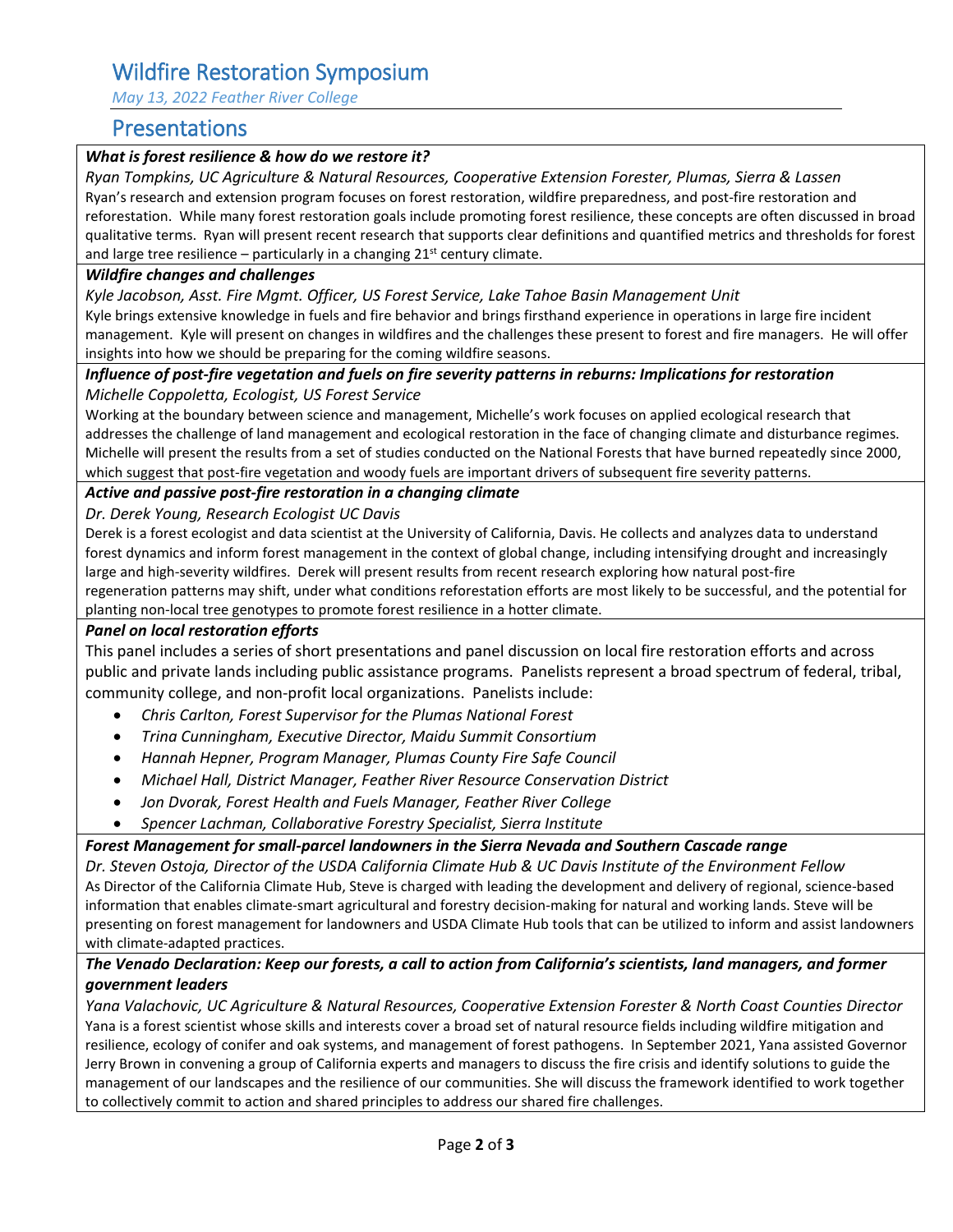# Wildfire Restoration Symposium

*May 13, 2022 Feather River College*

## Presentations

***What is forest resilience & how do we restore it?***

*Ryan Tompkins, UC Agriculture & Natural Resources, Cooperative Extension Forester, Plumas, Sierra & Lassen*

Ryan's research and extension program focuses on forest restoration, wildfire preparedness, and post-fire restoration and reforestation. While many forest restoration goals include promoting forest resilience, these concepts are often discussed in broad qualitative terms. Ryan will present recent research that supports clear definitions and quantified metrics and thresholds for forest and large tree resilience – particularly in a changing 21st century climate.

***Wildfire changes and challenges***

*Kyle Jacobson, Asst. Fire Mgmt. Officer, US Forest Service, Lake Tahoe Basin Management Unit*

Kyle brings extensive knowledge in fuels and fire behavior and brings firsthand experience in operations in large fire incident management. Kyle will present on changes in wildfires and the challenges these present to forest and fire managers. He will offer insights into how we should be preparing for the coming wildfire seasons.

***Influence of post-fire vegetation and fuels on fire severity patterns in reburns: Implications for restoration***

*Michelle Coppoletta, Ecologist, US Forest Service*

Working at the boundary between science and management, Michelle's work focuses on applied ecological research that addresses the challenge of land management and ecological restoration in the face of changing climate and disturbance regimes. Michelle will present the results from a set of studies conducted on the National Forests that have burned repeatedly since 2000, which suggest that post-fire vegetation and woody fuels are important drivers of subsequent fire severity patterns.

***Active and passive post-fire restoration in a changing climate***

*Dr. Derek Young, Research Ecologist UC Davis*

Derek is a forest ecologist and data scientist at the University of California, Davis. He collects and analyzes data to understand forest dynamics and inform forest management in the context of global change, including intensifying drought and increasingly large and high-severity wildfires. Derek will present results from recent research exploring how natural post-fire regeneration patterns may shift, under what conditions reforestation efforts are most likely to be successful, and the potential for planting non-local tree genotypes to promote forest resilience in a hotter climate.

***Panel on local restoration efforts***

This panel includes a series of short presentations and panel discussion on local fire restoration efforts and across public and private lands including public assistance programs. Panelists represent a broad spectrum of federal, tribal, community college, and non-profit local organizations. Panelists include:

- *Chris Carlton, Forest Supervisor for the Plumas National Forest*
- *Trina Cunningham, Executive Director, Maidu Summit Consortium*
- *Hannah Hepner, Program Manager, Plumas County Fire Safe Council*
- *Michael Hall, District Manager, Feather River Resource Conservation District*
- *Jon Dvorak, Forest Health and Fuels Manager, Feather River College*
- *Spencer Lachman, Collaborative Forestry Specialist, Sierra Institute*

***Forest Management for small-parcel landowners in the Sierra Nevada and Southern Cascade range***

*Dr. Steven Ostoja, Director of the USDA California Climate Hub & UC Davis Institute of the Environment Fellow*

As Director of the California Climate Hub, Steve is charged with leading the development and delivery of regional, science-based information that enables climate-smart agricultural and forestry decision-making for natural and working lands. Steve will be presenting on forest management for landowners and USDA Climate Hub tools that can be utilized to inform and assist landowners with climate-adapted practices.

***The Venado Declaration: Keep our forests, a call to action from California's scientists, land managers, and former government leaders***

*Yana Valachovic, UC Agriculture & Natural Resources, Cooperative Extension Forester & North Coast Counties Director*

Yana is a forest scientist whose skills and interests cover a broad set of natural resource fields including wildfire mitigation and resilience, ecology of conifer and oak systems, and management of forest pathogens. In September 2021, Yana assisted Governor Jerry Brown in convening a group of California experts and managers to discuss the fire crisis and identify solutions to guide the management of our landscapes and the resilience of our communities. She will discuss the framework identified to work together to collectively commit to action and shared principles to address our shared fire challenges.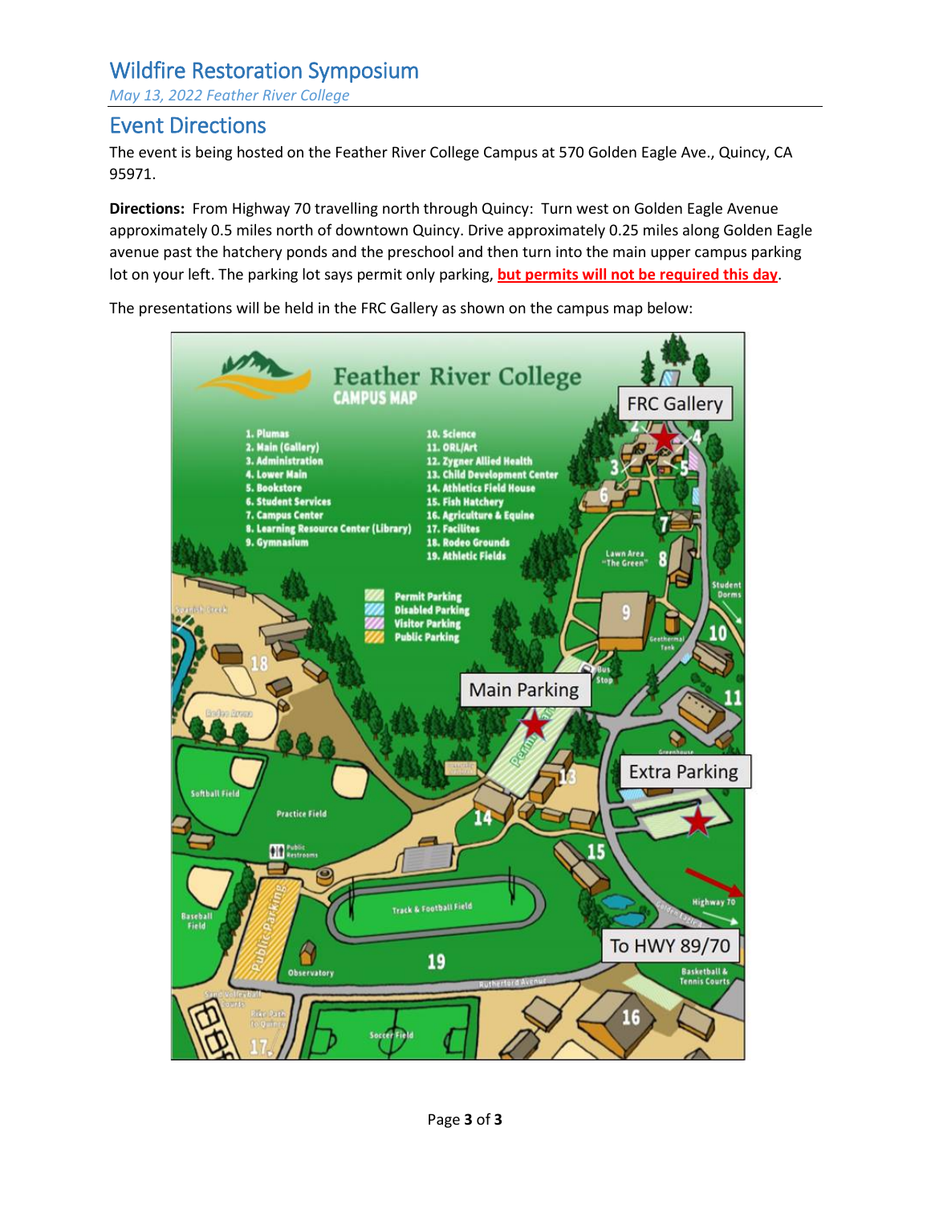## Event Directions

The event is being hosted on the Feather River College Campus at 570 Golden Eagle Ave., Quincy, CA 95971.

**Directions:** From Highway 70 travelling north through Quincy: Turn west on Golden Eagle Avenue approximately 0.5 miles north of downtown Quincy. Drive approximately 0.25 miles along Golden Eagle avenue past the hatchery ponds and the preschool and then turn into the main upper campus parking lot on your left. The parking lot says permit only parking, **but permits will not be required this day**.

The presentations will be held in the FRC Gallery as shown on the campus map below: